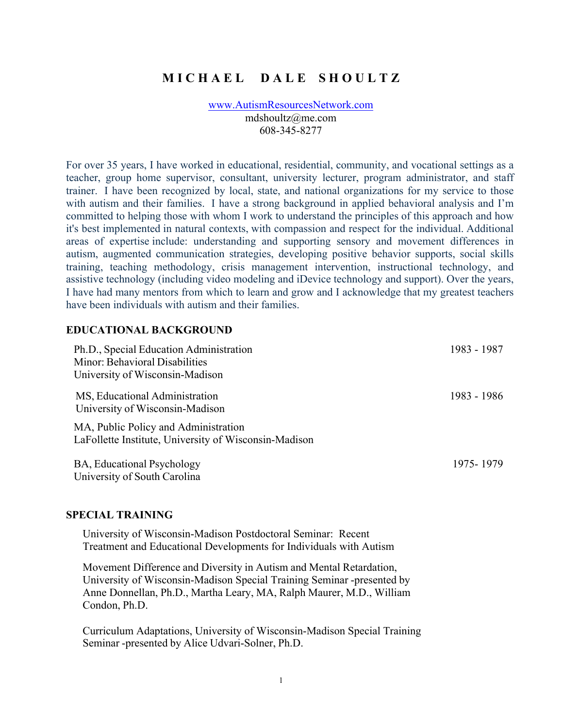# M I C H A E L   D A L E   S H O U L T Z

www.AutismResourcesNetwork.com
mdshoultz@me.com
608-345-8277

For over 35 years, I have worked in educational, residential, community, and vocational settings as a teacher, group home supervisor, consultant, university lecturer, program administrator, and staff trainer. I have been recognized by local, state, and national organizations for my service to those with autism and their families. I have a strong background in applied behavioral analysis and I'm committed to helping those with whom I work to understand the principles of this approach and how it's best implemented in natural contexts, with compassion and respect for the individual. Additional areas of expertise include: understanding and supporting sensory and movement differences in autism, augmented communication strategies, developing positive behavior supports, social skills training, teaching methodology, crisis management intervention, instructional technology, and assistive technology (including video modeling and iDevice technology and support). Over the years, I have had many mentors from which to learn and grow and I acknowledge that my greatest teachers have been individuals with autism and their families.

## EDUCATIONAL BACKGROUND

Ph.D., Special Education Administration — 1983 - 1987
Minor: Behavioral Disabilities
University of Wisconsin-Madison

MS, Educational Administration — 1983 - 1986
University of Wisconsin-Madison

MA, Public Policy and Administration
LaFollette Institute, University of Wisconsin-Madison

BA, Educational Psychology — 1975- 1979
University of South Carolina

## SPECIAL TRAINING

University of Wisconsin-Madison Postdoctoral Seminar: Recent Treatment and Educational Developments for Individuals with Autism

Movement Difference and Diversity in Autism and Mental Retardation, University of Wisconsin-Madison Special Training Seminar -presented by Anne Donnellan, Ph.D., Martha Leary, MA, Ralph Maurer, M.D., William Condon, Ph.D.

Curriculum Adaptations, University of Wisconsin-Madison Special Training Seminar -presented by Alice Udvari-Solner, Ph.D.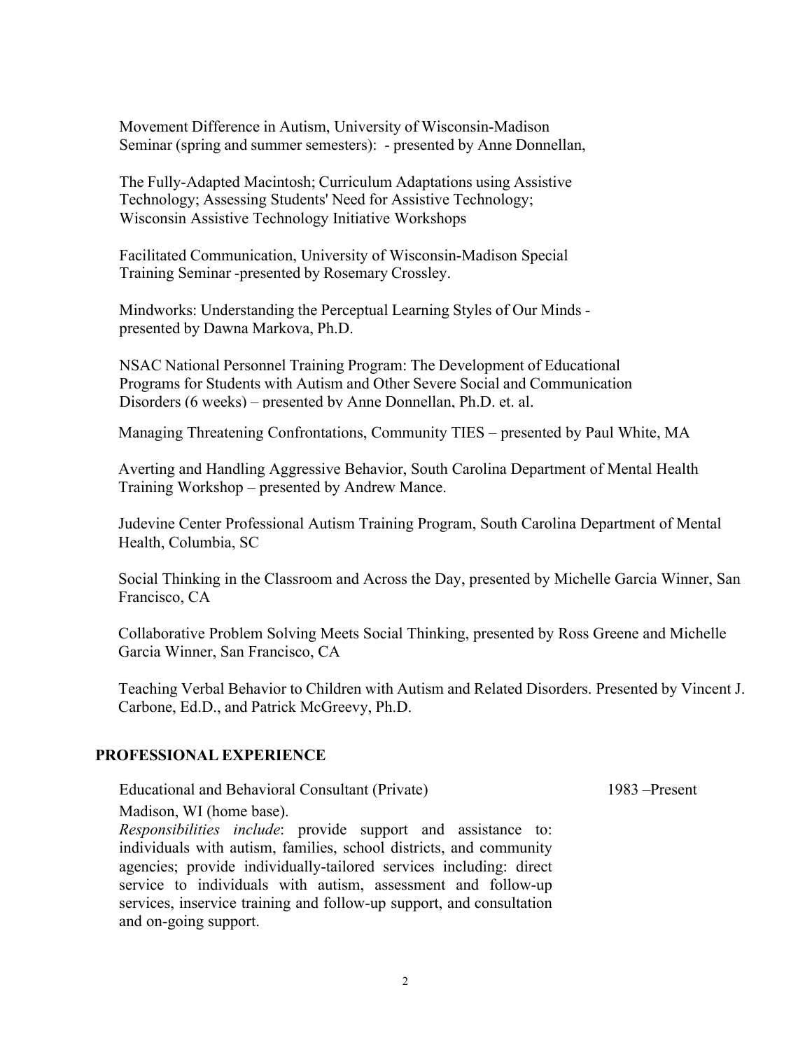Movement Difference in Autism, University of Wisconsin-Madison Seminar (spring and summer semesters): - presented by Anne Donnellan,

The Fully-Adapted Macintosh; Curriculum Adaptations using Assistive Technology; Assessing Students' Need for Assistive Technology; Wisconsin Assistive Technology Initiative Workshops

Facilitated Communication, University of Wisconsin-Madison Special Training Seminar -presented by Rosemary Crossley.

Mindworks: Understanding the Perceptual Learning Styles of Our Minds - presented by Dawna Markova, Ph.D.

NSAC National Personnel Training Program: The Development of Educational Programs for Students with Autism and Other Severe Social and Communication Disorders (6 weeks) – presented by Anne Donnellan, Ph.D. et. al.

Managing Threatening Confrontations, Community TIES – presented by Paul White, MA

Averting and Handling Aggressive Behavior, South Carolina Department of Mental Health Training Workshop – presented by Andrew Mance.

Judevine Center Professional Autism Training Program, South Carolina Department of Mental Health, Columbia, SC

Social Thinking in the Classroom and Across the Day, presented by Michelle Garcia Winner, San Francisco, CA

Collaborative Problem Solving Meets Social Thinking, presented by Ross Greene and Michelle Garcia Winner, San Francisco, CA

Teaching Verbal Behavior to Children with Autism and Related Disorders. Presented by Vincent J. Carbone, Ed.D., and Patrick McGreevy, Ph.D.

## PROFESSIONAL EXPERIENCE

Educational and Behavioral Consultant (Private) — 1983 –Present

Madison, WI (home base).

*Responsibilities include*: provide support and assistance to: individuals with autism, families, school districts, and community agencies; provide individually-tailored services including: direct service to individuals with autism, assessment and follow-up services, inservice training and follow-up support, and consultation and on-going support.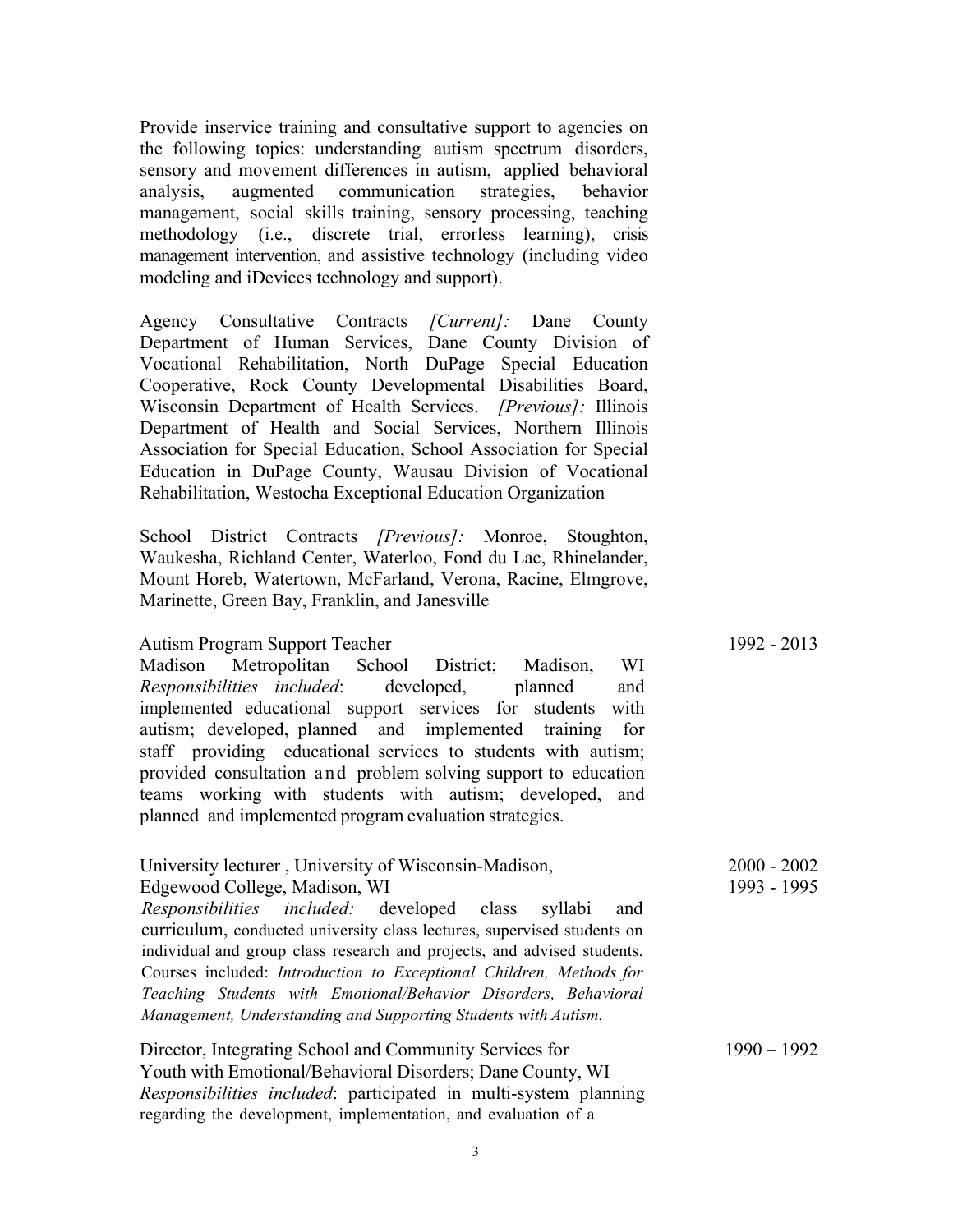Provide inservice training and consultative support to agencies on the following topics: understanding autism spectrum disorders, sensory and movement differences in autism, applied behavioral analysis, augmented communication strategies, behavior management, social skills training, sensory processing, teaching methodology (i.e., discrete trial, errorless learning), crisis management intervention, and assistive technology (including video modeling and iDevices technology and support).

Agency Consultative Contracts *[Current]:* Dane County Department of Human Services, Dane County Division of Vocational Rehabilitation, North DuPage Special Education Cooperative, Rock County Developmental Disabilities Board, Wisconsin Department of Health Services. *[Previous]:* Illinois Department of Health and Social Services, Northern Illinois Association for Special Education, School Association for Special Education in DuPage County, Wausau Division of Vocational Rehabilitation, Westocha Exceptional Education Organization

School District Contracts *[Previous]:* Monroe, Stoughton, Waukesha, Richland Center, Waterloo, Fond du Lac, Rhinelander, Mount Horeb, Watertown, McFarland, Verona, Racine, Elmgrove, Marinette, Green Bay, Franklin, and Janesville

Autism Program Support Teacher — 1992 - 2013
Madison Metropolitan School District; Madison, WI
*Responsibilities included*: developed, planned and implemented educational support services for students with autism; developed, planned and implemented training for staff providing educational services to students with autism; provided consultation and problem solving support to education teams working with students with autism; developed, and planned and implemented program evaluation strategies.

University lecturer , University of Wisconsin-Madison, — 2000 - 2002
Edgewood College, Madison, WI — 1993 - 1995
*Responsibilities included:* developed class syllabi and curriculum, conducted university class lectures, supervised students on individual and group class research and projects, and advised students. Courses included: *Introduction to Exceptional Children, Methods for Teaching Students with Emotional/Behavior Disorders, Behavioral Management, Understanding and Supporting Students with Autism.*

Director, Integrating School and Community Services for Youth with Emotional/Behavioral Disorders; Dane County, WI — 1990 – 1992
*Responsibilities included*: participated in multi-system planning regarding the development, implementation, and evaluation of a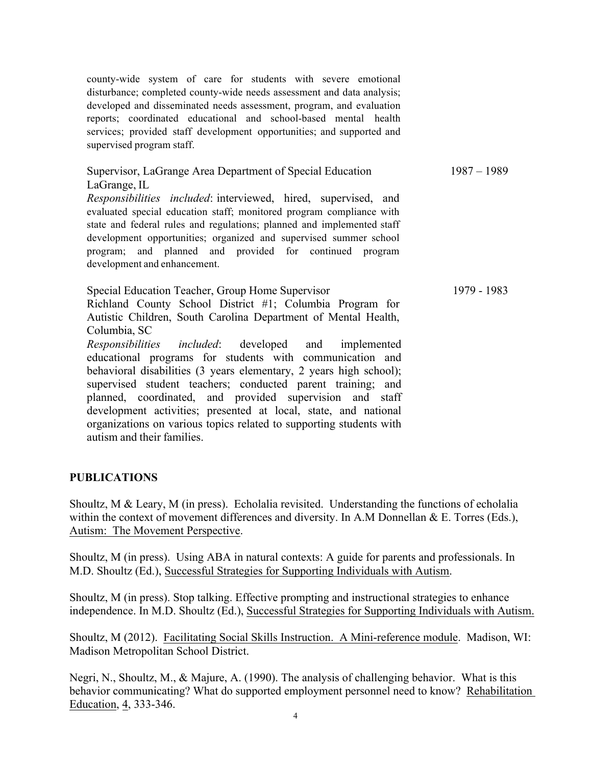county-wide system of care for students with severe emotional disturbance; completed county-wide needs assessment and data analysis; developed and disseminated needs assessment, program, and evaluation reports; coordinated educational and school-based mental health services; provided staff development opportunities; and supported and supervised program staff.

Supervisor, LaGrange Area Department of Special Education — 1987 – 1989
LaGrange, IL
*Responsibilities included*: interviewed, hired, supervised, and evaluated special education staff; monitored program compliance with state and federal rules and regulations; planned and implemented staff development opportunities; organized and supervised summer school program; and planned and provided for continued program development and enhancement.

Special Education Teacher, Group Home Supervisor — 1979 - 1983
Richland County School District #1; Columbia Program for Autistic Children, South Carolina Department of Mental Health, Columbia, SC
*Responsibilities included*: developed and implemented educational programs for students with communication and behavioral disabilities (3 years elementary, 2 years high school); supervised student teachers; conducted parent training; and planned, coordinated, and provided supervision and staff development activities; presented at local, state, and national organizations on various topics related to supporting students with autism and their families.

## PUBLICATIONS

Shoultz, M & Leary, M (in press). Echolalia revisited. Understanding the functions of echolalia within the context of movement differences and diversity. In A.M Donnellan & E. Torres (Eds.), Autism: The Movement Perspective.

Shoultz, M (in press). Using ABA in natural contexts: A guide for parents and professionals. In M.D. Shoultz (Ed.), Successful Strategies for Supporting Individuals with Autism.

Shoultz, M (in press). Stop talking. Effective prompting and instructional strategies to enhance independence. In M.D. Shoultz (Ed.), Successful Strategies for Supporting Individuals with Autism.

Shoultz, M (2012). Facilitating Social Skills Instruction. A Mini-reference module. Madison, WI: Madison Metropolitan School District.

Negri, N., Shoultz, M., & Majure, A. (1990). The analysis of challenging behavior. What is this behavior communicating? What do supported employment personnel need to know? Rehabilitation Education, 4, 333-346.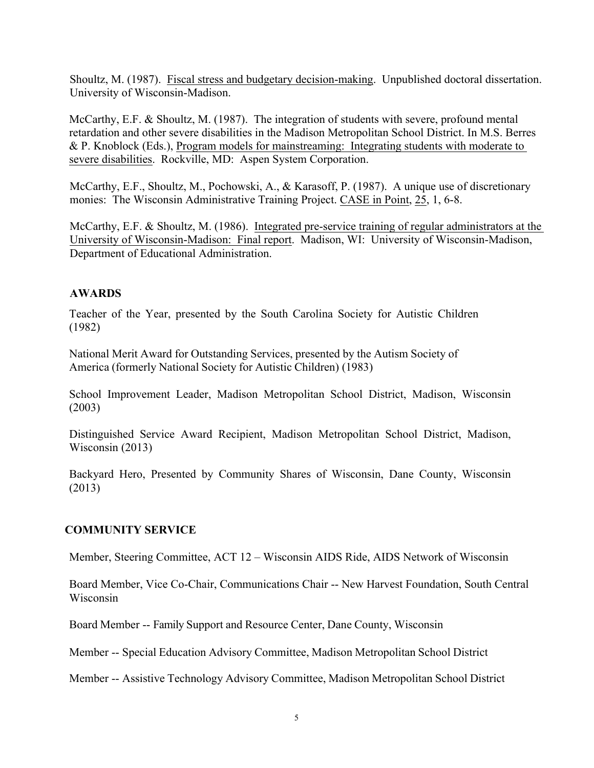Shoultz, M. (1987). Fiscal stress and budgetary decision-making. Unpublished doctoral dissertation. University of Wisconsin-Madison.

McCarthy, E.F. & Shoultz, M. (1987). The integration of students with severe, profound mental retardation and other severe disabilities in the Madison Metropolitan School District. In M.S. Berres & P. Knoblock (Eds.), Program models for mainstreaming: Integrating students with moderate to severe disabilities. Rockville, MD: Aspen System Corporation.

McCarthy, E.F., Shoultz, M., Pochowski, A., & Karasoff, P. (1987). A unique use of discretionary monies: The Wisconsin Administrative Training Project. CASE in Point, 25, 1, 6-8.

McCarthy, E.F. & Shoultz, M. (1986). Integrated pre-service training of regular administrators at the University of Wisconsin-Madison: Final report. Madison, WI: University of Wisconsin-Madison, Department of Educational Administration.

## AWARDS

Teacher of the Year, presented by the South Carolina Society for Autistic Children (1982)

National Merit Award for Outstanding Services, presented by the Autism Society of America (formerly National Society for Autistic Children) (1983)

School Improvement Leader, Madison Metropolitan School District, Madison, Wisconsin (2003)

Distinguished Service Award Recipient, Madison Metropolitan School District, Madison, Wisconsin (2013)

Backyard Hero, Presented by Community Shares of Wisconsin, Dane County, Wisconsin (2013)

## COMMUNITY SERVICE

Member, Steering Committee, ACT 12 – Wisconsin AIDS Ride, AIDS Network of Wisconsin

Board Member, Vice Co-Chair, Communications Chair -- New Harvest Foundation, South Central Wisconsin

Board Member -- Family Support and Resource Center, Dane County, Wisconsin

Member -- Special Education Advisory Committee, Madison Metropolitan School District

Member -- Assistive Technology Advisory Committee, Madison Metropolitan School District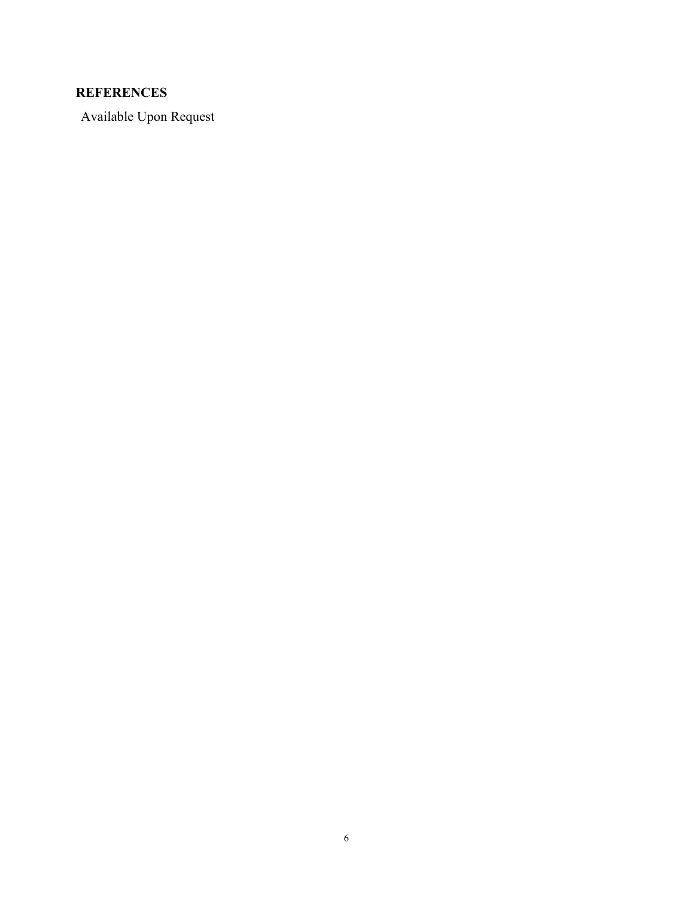## REFERENCES

Available Upon Request